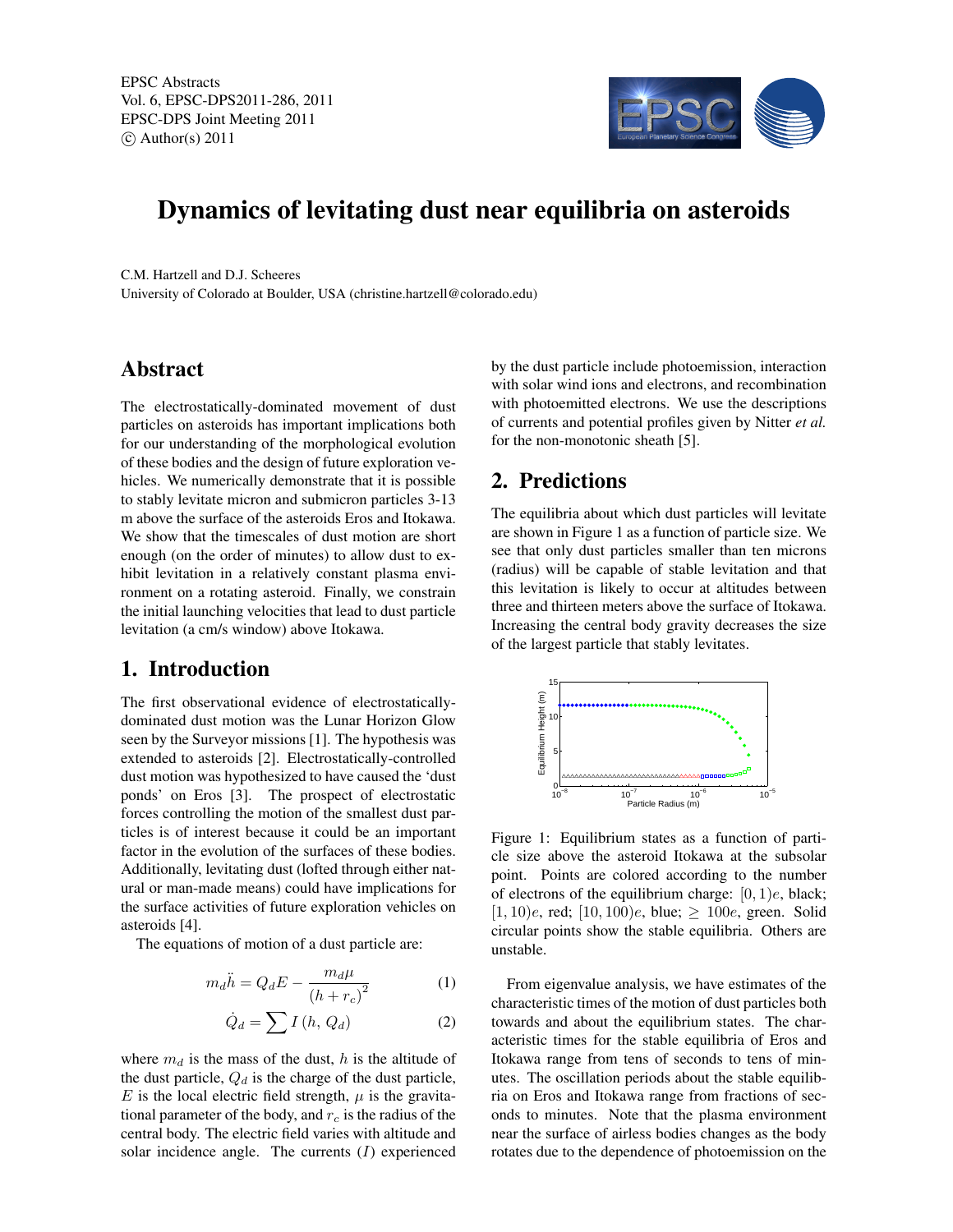# Dynamics of levitating dust near equilibria on asteroids

C.M. Hartzell and D.J. Scheeres

University of Colorado at Boulder, USA (christine.hartzell@colorado.edu)

## Abstract

The electrostatically-dominated movement of dust particles on asteroids has important implications both for our understanding of the morphological evolution of these bodies and the design of future exploration vehicles. We numerically demonstrate that it is possible to stably levitate micron and submicron particles 3-13 m above the surface of the asteroids Eros and Itokawa. We show that the timescales of dust motion are short enough (on the order of minutes) to allow dust to exhibit levitation in a relatively constant plasma environment on a rotating asteroid. Finally, we constrain the initial launching velocities that lead to dust particle levitation (a cm/s window) above Itokawa.

## 1. Introduction

The first observational evidence of electrostatically-dominated dust motion was the Lunar Horizon Glow seen by the Surveyor missions [1]. The hypothesis was extended to asteroids [2]. Electrostatically-controlled dust motion was hypothesized to have caused the 'dust ponds' on Eros [3]. The prospect of electrostatic forces controlling the motion of the smallest dust particles is of interest because it could be an important factor in the evolution of the surfaces of these bodies. Additionally, levitating dust (lofted through either natural or man-made means) could have implications for the surface activities of future exploration vehicles on asteroids [4].

The equations of motion of a dust particle are:

$$m_d \ddot{h} = Q_d E - \frac{m_d \mu}{(h + r_c)^2} \tag{1}$$

$$\dot{Q}_d = \sum I(h, Q_d) \tag{2}$$

where $m_d$ is the mass of the dust, $h$ is the altitude of the dust particle, $Q_d$ is the charge of the dust particle, $E$ is the local electric field strength, $\mu$ is the gravitational parameter of the body, and $r_c$ is the radius of the central body. The electric field varies with altitude and solar incidence angle. The currents ($I$) experienced by the dust particle include photoemission, interaction with solar wind ions and electrons, and recombination with photoemitted electrons. We use the descriptions of currents and potential profiles given by Nitter *et al.* for the non-monotonic sheath [5].

## 2. Predictions

The equilibria about which dust particles will levitate are shown in Figure 1 as a function of particle size. We see that only dust particles smaller than ten microns (radius) will be capable of stable levitation and that this levitation is likely to occur at altitudes between three and thirteen meters above the surface of Itokawa. Increasing the central body gravity decreases the size of the largest particle that stably levitates.

Figure 1: Equilibrium states as a function of particle size above the asteroid Itokawa at the subsolar point. Points are colored according to the number of electrons of the equilibrium charge: $[0, 1)e$, black; $[1, 10)e$, red; $[10, 100)e$, blue; $\geq 100e$, green. Solid circular points show the stable equilibria. Others are unstable.

From eigenvalue analysis, we have estimates of the characteristic times of the motion of dust particles both towards and about the equilibrium states. The characteristic times for the stable equilibria of Eros and Itokawa range from tens of seconds to tens of minutes. The oscillation periods about the stable equilibria on Eros and Itokawa range from fractions of seconds to minutes. Note that the plasma environment near the surface of airless bodies changes as the body rotates due to the dependence of photoemission on the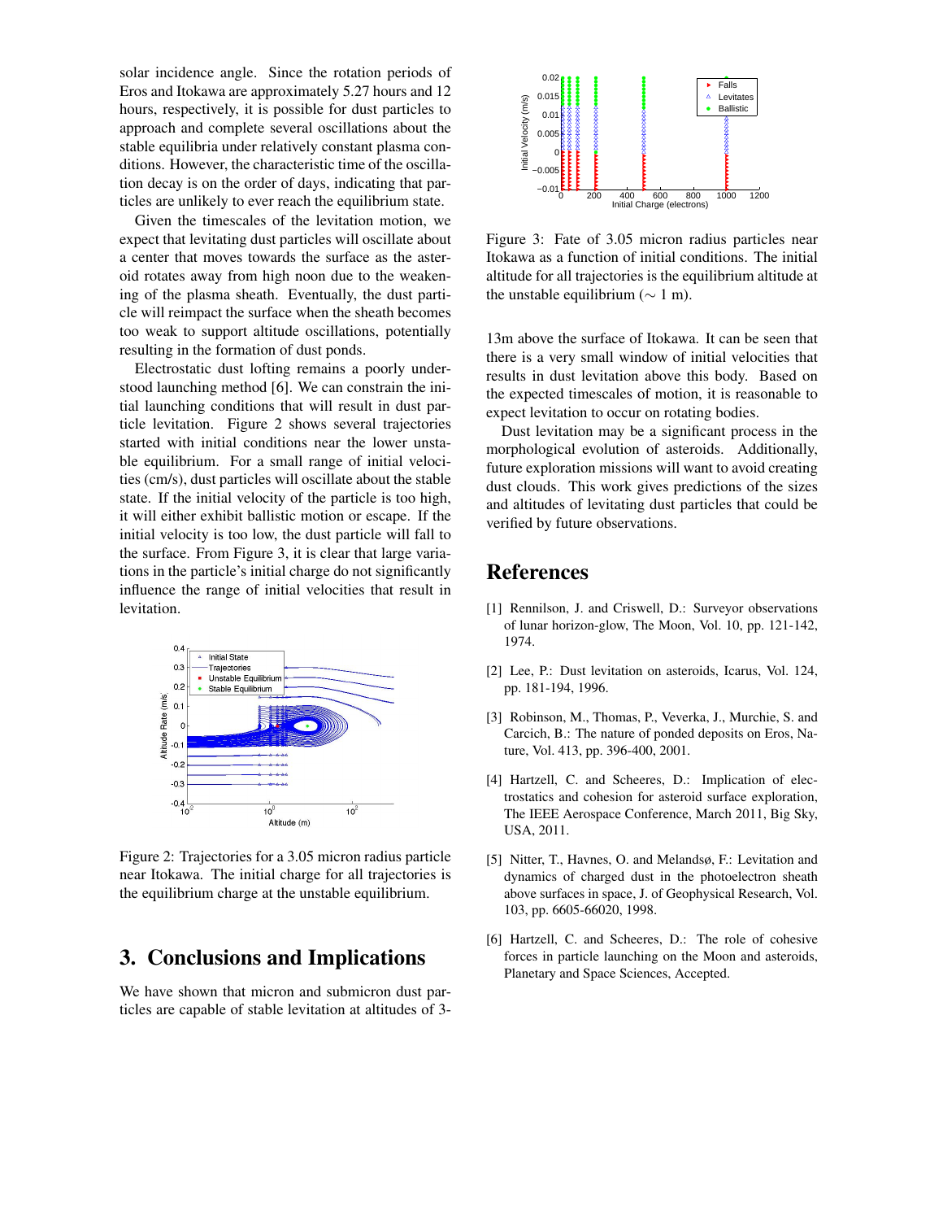solar incidence angle. Since the rotation periods of Eros and Itokawa are approximately 5.27 hours and 12 hours, respectively, it is possible for dust particles to approach and complete several oscillations about the stable equilibria under relatively constant plasma conditions. However, the characteristic time of the oscillation decay is on the order of days, indicating that particles are unlikely to ever reach the equilibrium state.

Given the timescales of the levitation motion, we expect that levitating dust particles will oscillate about a center that moves towards the surface as the asteroid rotates away from high noon due to the weakening of the plasma sheath. Eventually, the dust particle will reimpact the surface when the sheath becomes too weak to support altitude oscillations, potentially resulting in the formation of dust ponds.

Electrostatic dust lofting remains a poorly understood launching method [6]. We can constrain the initial launching conditions that will result in dust particle levitation. Figure 2 shows several trajectories started with initial conditions near the lower unstable equilibrium. For a small range of initial velocities (cm/s), dust particles will oscillate about the stable state. If the initial velocity of the particle is too high, it will either exhibit ballistic motion or escape. If the initial velocity is too low, the dust particle will fall to the surface. From Figure 3, it is clear that large variations in the particle's initial charge do not significantly influence the range of initial velocities that result in levitation.

Altitude Rate (m/s)
0.4
0.3
0.2
0.1
0
-0.1
-0.2
-0.3
-0.4
$10^{-2}$
$10^{0}$
$10^{2}$
Altitude (m)
Initial State
Trajectories
Unstable Equilibrium
Stable Equilibrium

Figure 2: Trajectories for a 3.05 micron radius particle near Itokawa. The initial charge for all trajectories is the equilibrium charge at the unstable equilibrium.

## 3. Conclusions and Implications

We have shown that micron and submicron dust particles are capable of stable levitation at altitudes of 3-13m above the surface of Itokawa. It can be seen that there is a very small window of initial velocities that results in dust levitation above this body. Based on the expected timescales of motion, it is reasonable to expect levitation to occur on rotating bodies.

Dust levitation may be a significant process in the morphological evolution of asteroids. Additionally, future exploration missions will want to avoid creating dust clouds. This work gives predictions of the sizes and altitudes of levitating dust particles that could be verified by future observations.

Initial Velocity (m/s)
0.02
0.015
0.01
0.005
0
−0.005
−0.01
0
200
400
600
800
1000
1200
Initial Charge (electrons)
Falls
Levitates
Ballistic

Figure 3: Fate of 3.05 micron radius particles near Itokawa as a function of initial conditions. The initial altitude for all trajectories is the equilibrium altitude at the unstable equilibrium ($\sim$ 1 m).

## References

[1] Rennilson, J. and Criswell, D.: Surveyor observations of lunar horizon-glow, The Moon, Vol. 10, pp. 121-142, 1974.

[2] Lee, P.: Dust levitation on asteroids, Icarus, Vol. 124, pp. 181-194, 1996.

[3] Robinson, M., Thomas, P., Veverka, J., Murchie, S. and Carcich, B.: The nature of ponded deposits on Eros, Nature, Vol. 413, pp. 396-400, 2001.

[4] Hartzell, C. and Scheeres, D.: Implication of electrostatics and cohesion for asteroid surface exploration, The IEEE Aerospace Conference, March 2011, Big Sky, USA, 2011.

[5] Nitter, T., Havnes, O. and Melandsø, F.: Levitation and dynamics of charged dust in the photoelectron sheath above surfaces in space, J. of Geophysical Research, Vol. 103, pp. 6605-66020, 1998.

[6] Hartzell, C. and Scheeres, D.: The role of cohesive forces in particle launching on the Moon and asteroids, Planetary and Space Sciences, Accepted.